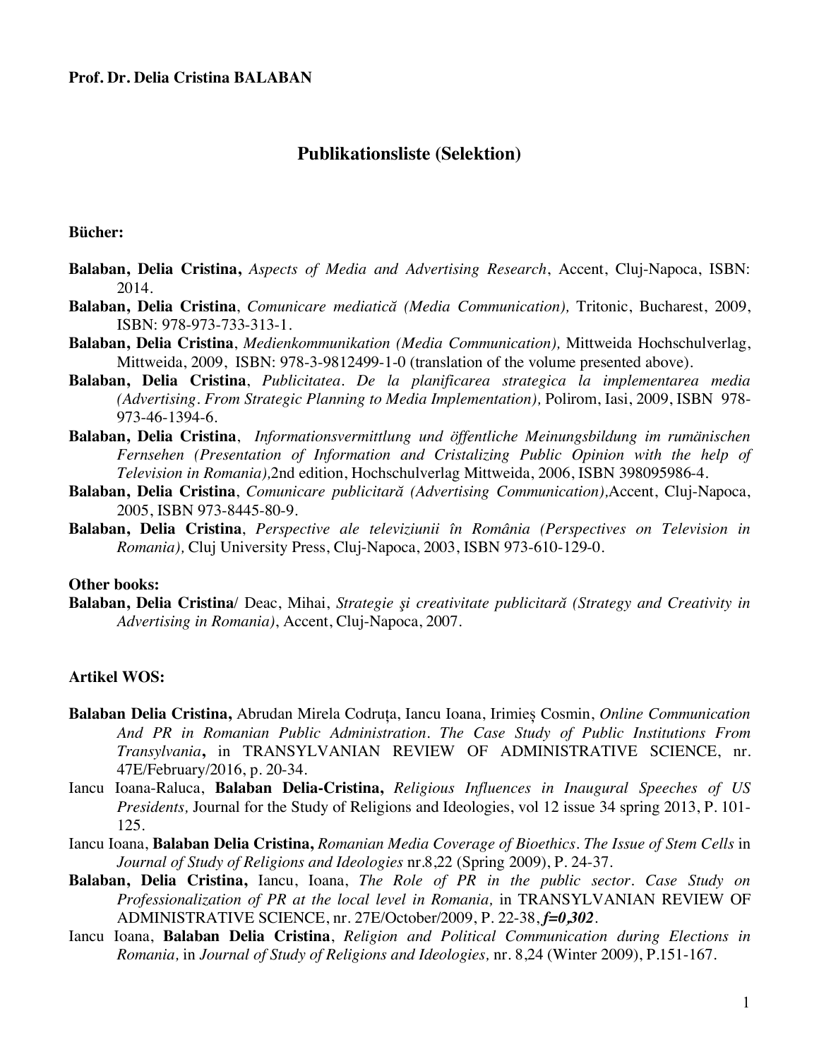**Prof. Dr. Delia Cristina BALABAN**

## Publikationsliste (Selektion)

### Bücher:

**Balaban, Delia Cristina,** *Aspects of Media and Advertising Research*, Accent, Cluj-Napoca, ISBN: 2014.

**Balaban, Delia Cristina**, *Comunicare mediatică (Media Communication),* Tritonic, Bucharest, 2009, ISBN: 978-973-733-313-1.

**Balaban, Delia Cristina**, *Medienkommunikation (Media Communication),* Mittweida Hochschulverlag, Mittweida, 2009, ISBN: 978-3-9812499-1-0 (translation of the volume presented above).

**Balaban, Delia Cristina**, *Publicitatea. De la planificarea strategica la implementarea media (Advertising. From Strategic Planning to Media Implementation),* Polirom, Iasi, 2009, ISBN 978-973-46-1394-6.

**Balaban, Delia Cristina**, *Informationsvermittlung und öffentliche Meinungsbildung im rumänischen Fernsehen (Presentation of Information and Cristalizing Public Opinion with the help of Television in Romania),*2nd edition, Hochschulverlag Mittweida, 2006, ISBN 398095986-4.

**Balaban, Delia Cristina**, *Comunicare publicitară (Advertising Communication),*Accent, Cluj-Napoca, 2005, ISBN 973-8445-80-9.

**Balaban, Delia Cristina**, *Perspective ale televiziunii în România (Perspectives on Television in Romania),* Cluj University Press, Cluj-Napoca, 2003, ISBN 973-610-129-0.

### Other books:

**Balaban, Delia Cristina**/ Deac, Mihai, *Strategie şi creativitate publicitară (Strategy and Creativity in Advertising in Romania)*, Accent, Cluj-Napoca, 2007.

### Artikel WOS:

**Balaban Delia Cristina,** Abrudan Mirela Codruţa, Iancu Ioana, Irimieș Cosmin, *Online Communication And PR in Romanian Public Administration. The Case Study of Public Institutions From Transylvania***,** in TRANSYLVANIAN REVIEW OF ADMINISTRATIVE SCIENCE, nr. 47E/February/2016, p. 20-34.

Iancu Ioana-Raluca, **Balaban Delia-Cristina,** *Religious Influences in Inaugural Speeches of US Presidents,* Journal for the Study of Religions and Ideologies, vol 12 issue 34 spring 2013, P. 101-125.

Iancu Ioana, **Balaban Delia Cristina,** *Romanian Media Coverage of Bioethics. The Issue of Stem Cells* in *Journal of Study of Religions and Ideologies* nr.8,22 (Spring 2009), P. 24-37.

**Balaban, Delia Cristina,** Iancu, Ioana, *The Role of PR in the public sector. Case Study on Professionalization of PR at the local level in Romania,* in TRANSYLVANIAN REVIEW OF ADMINISTRATIVE SCIENCE, nr. 27E/October/2009, P. 22-38, ***f=0,302***.

Iancu Ioana, **Balaban Delia Cristina**, *Religion and Political Communication during Elections in Romania,* in *Journal of Study of Religions and Ideologies,* nr. 8,24 (Winter 2009), P.151-167.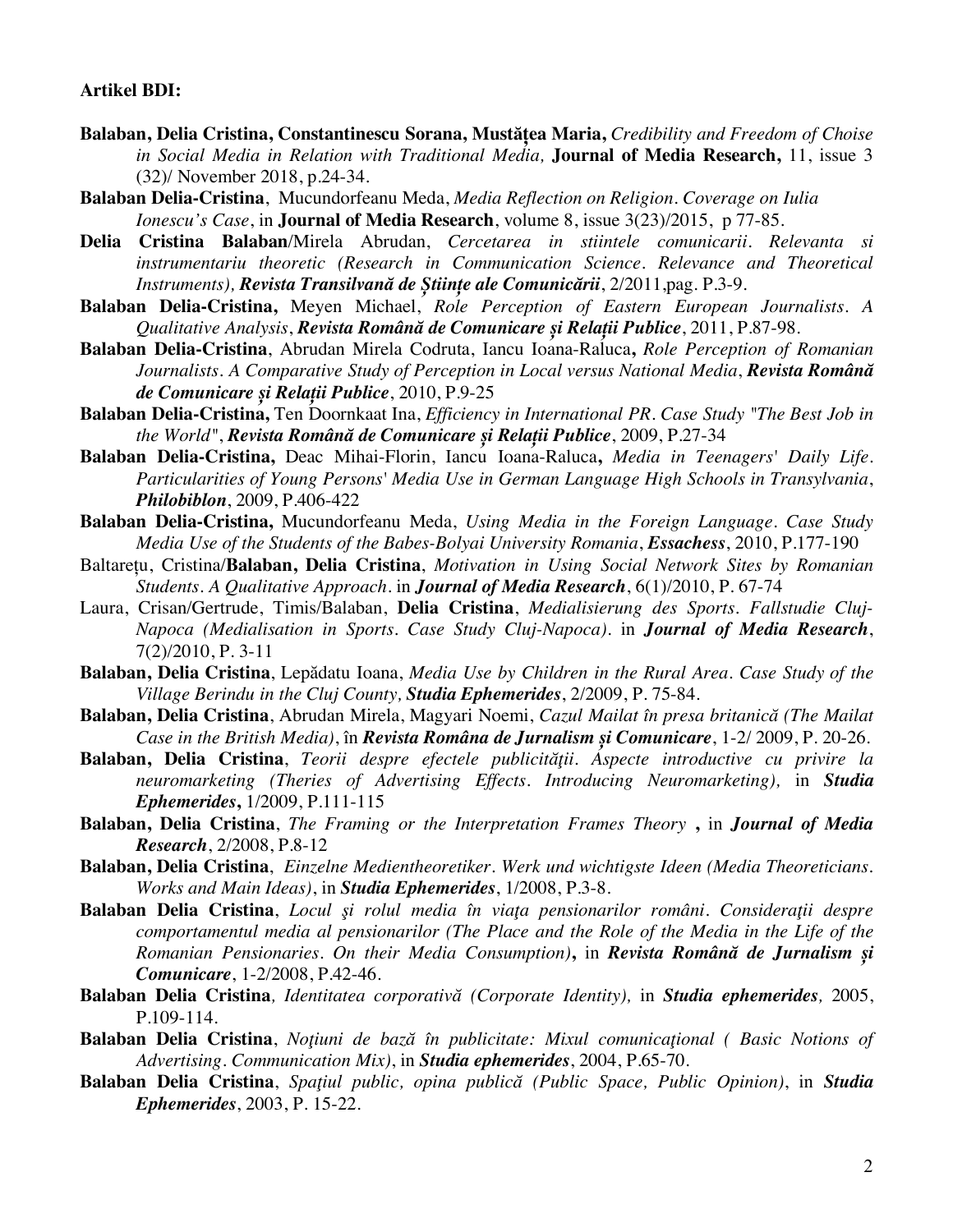**Artikel BDI:**

- **Balaban, Delia Cristina, Constantinescu Sorana, Mustățea Maria,** *Credibility and Freedom of Choise in Social Media in Relation with Traditional Media,* **Journal of Media Research,** 11, issue 3 (32)/ November 2018, p.24-34.
- **Balaban Delia-Cristina**, Mucundorfeanu Meda, *Media Reflection on Religion. Coverage on Iulia Ionescu's Case*, in **Journal of Media Research**, volume 8, issue 3(23)/2015, p 77-85.
- **Delia Cristina Balaban**/Mirela Abrudan, *Cercetarea in stiintele comunicarii. Relevanta si instrumentariu theoretic (Research in Communication Science. Relevance and Theoretical Instruments), **Revista Transilvană de Științe ale Comunicării***, 2/2011,pag. P.3-9.
- **Balaban Delia-Cristina,** Meyen Michael, *Role Perception of Eastern European Journalists. A Qualitative Analysis*, ***Revista Română de Comunicare şi Relații Publice***, 2011, P.87-98.
- **Balaban Delia-Cristina**, Abrudan Mirela Codruta, Iancu Ioana-Raluca**,** *Role Perception of Romanian Journalists. A Comparative Study of Perception in Local versus National Media*, ***Revista Română de Comunicare și Relații Publice***, 2010, P.9-25
- **Balaban Delia-Cristina,** Ten Doornkaat Ina, *Efficiency in International PR. Case Study "The Best Job in the World"*, ***Revista Română de Comunicare şi Relații Publice***, 2009, P.27-34
- **Balaban Delia-Cristina,** Deac Mihai-Florin, Iancu Ioana-Raluca**,** *Media in Teenagers' Daily Life. Particularities of Young Persons' Media Use in German Language High Schools in Transylvania*, ***Philobiblon***, 2009, P.406-422
- **Balaban Delia-Cristina,** Mucundorfeanu Meda, *Using Media in the Foreign Language. Case Study Media Use of the Students of the Babes-Bolyai University Romania*, ***Essachess***, 2010, P.177-190
- Baltarețu, Cristina/**Balaban, Delia Cristina**, *Motivation in Using Social Network Sites by Romanian Students. A Qualitative Approach.* in ***Journal of Media Research***, 6(1)/2010, P. 67-74
- Laura, Crisan/Gertrude, Timis/Balaban, **Delia Cristina**, *Medialisierung des Sports. Fallstudie Cluj-Napoca (Medialisation in Sports. Case Study Cluj-Napoca).* in ***Journal of Media Research***, 7(2)/2010, P. 3-11
- **Balaban, Delia Cristina**, Lepădatu Ioana, *Media Use by Children in the Rural Area. Case Study of the Village Berindu in the Cluj County,* ***Studia Ephemerides***, 2/2009, P. 75-84.
- **Balaban, Delia Cristina**, Abrudan Mirela, Magyari Noemi, *Cazul Mailat în presa britanică (The Mailat Case in the British Media)*, în ***Revista Româna de Jurnalism și Comunicare***, 1-2/ 2009, P. 20-26.
- **Balaban, Delia Cristina**, *Teorii despre efectele publicității. Aspecte introductive cu privire la neuromarketing (Theries of Advertising Effects. Introducing Neuromarketing),* in ***Studia Ephemerides*,** 1/2009, P.111-115
- **Balaban, Delia Cristina**, *The Framing or the Interpretation Frames Theory* **,** in ***Journal of Media Research***, 2/2008, P.8-12
- **Balaban, Delia Cristina**, *Einzelne Medientheoretiker. Werk und wichtigste Ideen (Media Theoreticians. Works and Main Ideas)*, in ***Studia Ephemerides***, 1/2008, P.3-8.
- **Balaban Delia Cristina**, *Locul şi rolul media în viaţa pensionarilor români. Consideraţii despre comportamentul media al pensionarilor (The Place and the Role of the Media in the Life of the Romanian Pensionaries. On their Media Consumption)***,** in ***Revista Română de Jurnalism și Comunicare***, 1-2/2008, P.42-46.
- **Balaban Delia Cristina**, *Identitatea corporativă (Corporate Identity),* in ***Studia ephemerides,*** 2005, P.109-114.
- **Balaban Delia Cristina**, *Noţiuni de bază în publicitate: Mixul comunicaţional ( Basic Notions of Advertising. Communication Mix)*, in ***Studia ephemerides***, 2004, P.65-70.
- **Balaban Delia Cristina**, *Spaţiul public, opina publică (Public Space, Public Opinion)*, in ***Studia Ephemerides***, 2003, P. 15-22.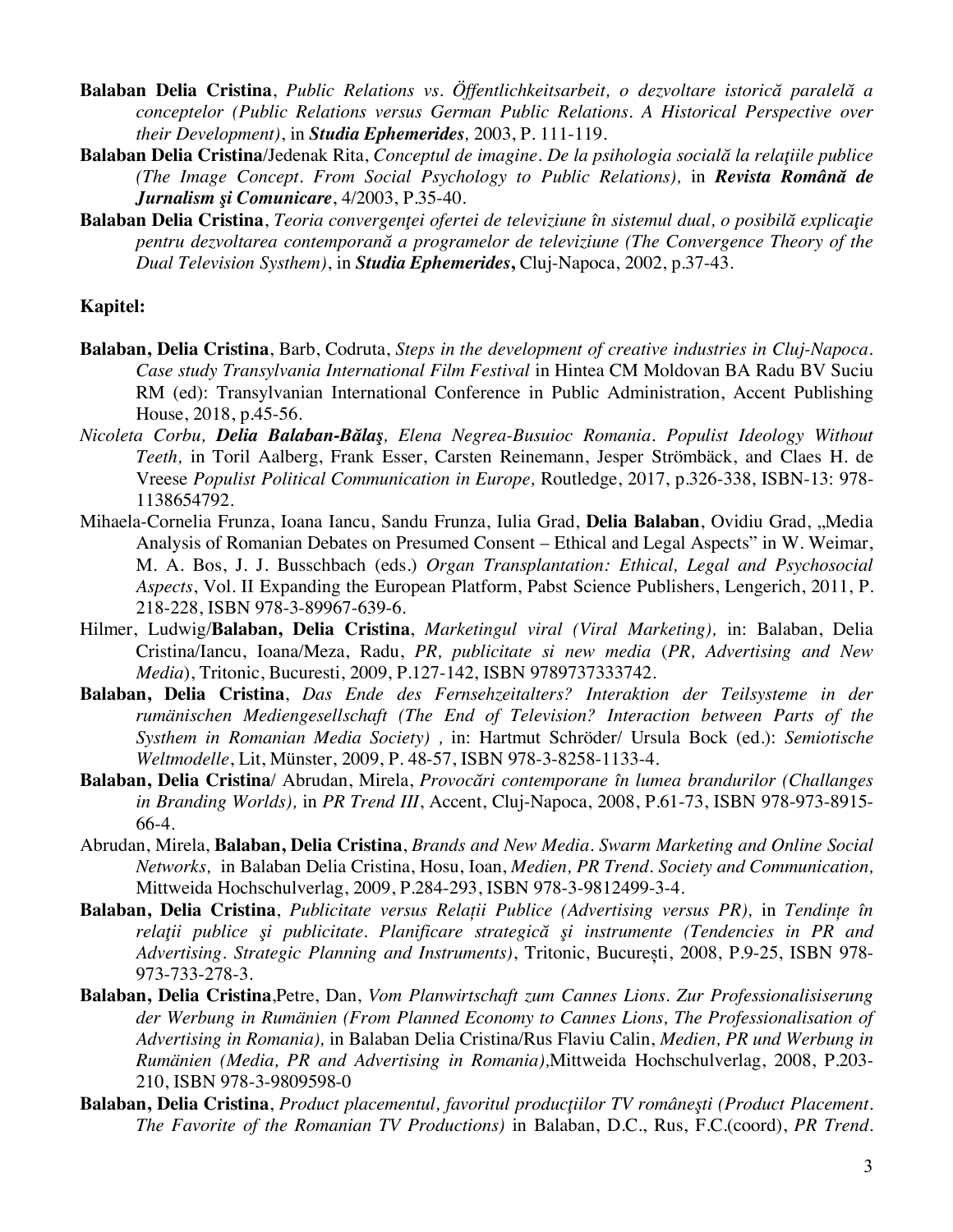**Balaban Delia Cristina**, *Public Relations vs. Öffentlichkeitsarbeit, o dezvoltare istorică paralelă a conceptelor (Public Relations versus German Public Relations. A Historical Perspective over their Development)*, in ***Studia Ephemerides****,* 2003, P. 111-119.

**Balaban Delia Cristina**/Jedenak Rita, *Conceptul de imagine. De la psihologia socială la relaţiile publice (The Image Concept. From Social Psychology to Public Relations),* in ***Revista Română de Jurnalism şi Comunicare***, 4/2003, P.35-40.

**Balaban Delia Cristina**, *Teoria convergenţei ofertei de televiziune în sistemul dual, o posibilă explicaţie pentru dezvoltarea contemporană a programelor de televiziune (The Convergence Theory of the Dual Television Systhem)*, in ***Studia Ephemerides*****,** Cluj-Napoca, 2002, p.37-43.

**Kapitel:**

**Balaban, Delia Cristina**, Barb, Codruta, *Steps in the development of creative industries in Cluj-Napoca. Case study Transylvania International Film Festival* in Hintea CM Moldovan BA Radu BV Suciu RM (ed): Transylvanian International Conference in Public Administration, Accent Publishing House, 2018, p.45-56.

*Nicoleta Corbu, **Delia Balaban-Bălaş**, Elena Negrea-Busuioc Romania. Populist Ideology Without Teeth,* in Toril Aalberg, Frank Esser, Carsten Reinemann, Jesper Strömbäck, and Claes H. de Vreese *Populist Political Communication in Europe,* Routledge, 2017, p.326-338, ISBN-13: 978-1138654792.

Mihaela-Cornelia Frunza, Ioana Iancu, Sandu Frunza, Iulia Grad, **Delia Balaban**, Ovidiu Grad, „Media Analysis of Romanian Debates on Presumed Consent – Ethical and Legal Aspects" in W. Weimar, M. A. Bos, J. J. Busschbach (eds.) *Organ Transplantation: Ethical, Legal and Psychosocial Aspects*, Vol. II Expanding the European Platform, Pabst Science Publishers, Lengerich, 2011, P. 218-228, ISBN 978-3-89967-639-6.

Hilmer, Ludwig/**Balaban, Delia Cristina**, *Marketingul viral (Viral Marketing),* in: Balaban, Delia Cristina/Iancu, Ioana/Meza, Radu, *PR, publicitate si new media* (*PR, Advertising and New Media*), Tritonic, Bucuresti, 2009, P.127-142, ISBN 9789737333742.

**Balaban, Delia Cristina**, *Das Ende des Fernsehzeitalters? Interaktion der Teilsysteme in der rumänischen Mediengesellschaft (The End of Television? Interaction between Parts of the Systhem in Romanian Media Society) ,* in: Hartmut Schröder/ Ursula Bock (ed.): *Semiotische Weltmodelle*, Lit, Münster, 2009, P. 48-57, ISBN 978-3-8258-1133-4.

**Balaban, Delia Cristina**/ Abrudan, Mirela, *Provocări contemporane în lumea brandurilor (Challanges in Branding Worlds),* in *PR Trend III*, Accent, Cluj-Napoca, 2008, P.61-73, ISBN 978-973-8915-66-4.

Abrudan, Mirela, **Balaban, Delia Cristina**, *Brands and New Media. Swarm Marketing and Online Social Networks,* in Balaban Delia Cristina, Hosu, Ioan, *Medien, PR Trend. Society and Communication,* Mittweida Hochschulverlag, 2009, P.284-293, ISBN 978-3-9812499-3-4.

**Balaban, Delia Cristina**, *Publicitate versus Relaţii Publice (Advertising versus PR),* in *Tendinţe în relaţii publice şi publicitate. Planificare strategică şi instrumente (Tendencies in PR and Advertising. Strategic Planning and Instruments)*, Tritonic, Bucureşti, 2008, P.9-25, ISBN 978-973-733-278-3.

**Balaban, Delia Cristina**,Petre, Dan, *Vom Planwirtschaft zum Cannes Lions. Zur Professionalisiserung der Werbung in Rumänien (From Planned Economy to Cannes Lions, The Professionalisation of Advertising in Romania),* in Balaban Delia Cristina/Rus Flaviu Calin, *Medien, PR und Werbung in Rumänien (Media, PR and Advertising in Romania),*Mittweida Hochschulverlag, 2008, P.203-210, ISBN 978-3-9809598-0

**Balaban, Delia Cristina**, *Product placementul, favoritul producţiilor TV româneşti (Product Placement. The Favorite of the Romanian TV Productions)* in Balaban, D.C., Rus, F.C.(coord), *PR Trend.*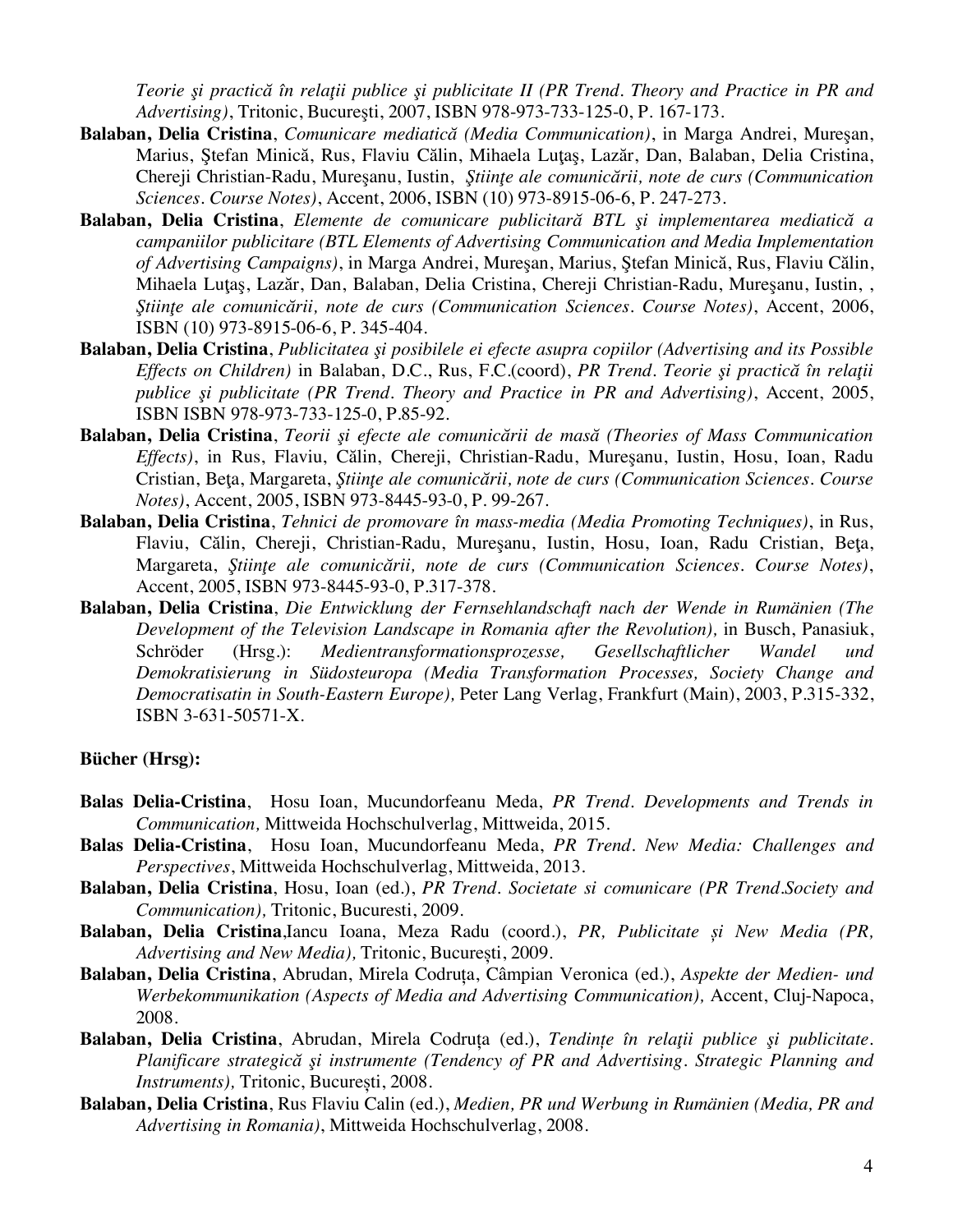*Teorie şi practică în relaţii publice şi publicitate II (PR Trend. Theory and Practice in PR and Advertising)*, Tritonic, Bucureşti, 2007, ISBN 978-973-733-125-0, P. 167-173.

**Balaban, Delia Cristina**, *Comunicare mediatică (Media Communication)*, in Marga Andrei, Mureşan, Marius, Ştefan Minică, Rus, Flaviu Călin, Mihaela Luţaş, Lazăr, Dan, Balaban, Delia Cristina, Chereji Christian-Radu, Mureşanu, Iustin, *Ştiinţe ale comunicării, note de curs (Communication Sciences. Course Notes)*, Accent, 2006, ISBN (10) 973-8915-06-6, P. 247-273.

**Balaban, Delia Cristina**, *Elemente de comunicare publicitară BTL şi implementarea mediatică a campaniilor publicitare (BTL Elements of Advertising Communication and Media Implementation of Advertising Campaigns)*, in Marga Andrei, Mureşan, Marius, Ştefan Minică, Rus, Flaviu Călin, Mihaela Luţaş, Lazăr, Dan, Balaban, Delia Cristina, Chereji Christian-Radu, Mureşanu, Iustin, , *Ştiinţe ale comunicării, note de curs (Communication Sciences. Course Notes)*, Accent, 2006, ISBN (10) 973-8915-06-6, P. 345-404.

**Balaban, Delia Cristina**, *Publicitatea şi posibilele ei efecte asupra copiilor (Advertising and its Possible Effects on Children)* in Balaban, D.C., Rus, F.C.(coord), *PR Trend. Teorie şi practică în relaţii publice şi publicitate (PR Trend. Theory and Practice in PR and Advertising)*, Accent, 2005, ISBN ISBN 978-973-733-125-0, P.85-92.

**Balaban, Delia Cristina**, *Teorii şi efecte ale comunicării de masă (Theories of Mass Communication Effects)*, in Rus, Flaviu, Călin, Chereji, Christian-Radu, Mureşanu, Iustin, Hosu, Ioan, Radu Cristian, Beţa, Margareta, *Ştiinţe ale comunicării, note de curs (Communication Sciences. Course Notes)*, Accent, 2005, ISBN 973-8445-93-0, P. 99-267.

**Balaban, Delia Cristina**, *Tehnici de promovare în mass-media (Media Promoting Techniques)*, in Rus, Flaviu, Călin, Chereji, Christian-Radu, Mureşanu, Iustin, Hosu, Ioan, Radu Cristian, Beţa, Margareta, *Ştiinţe ale comunicării, note de curs (Communication Sciences. Course Notes)*, Accent, 2005, ISBN 973-8445-93-0, P.317-378.

**Balaban, Delia Cristina**, *Die Entwicklung der Fernsehlandschaft nach der Wende in Rumänien (The Development of the Television Landscape in Romania after the Revolution),* in Busch, Panasiuk, Schröder (Hrsg.): *Medientransformationsprozesse, Gesellschaftlicher Wandel und Demokratisierung in Südosteuropa (Media Transformation Processes, Society Change and Democratisatin in South-Eastern Europe),* Peter Lang Verlag, Frankfurt (Main), 2003, P.315-332, ISBN 3-631-50571-X.

**Bücher (Hrsg):**

**Balas Delia-Cristina**, Hosu Ioan, Mucundorfeanu Meda, *PR Trend. Developments and Trends in Communication,* Mittweida Hochschulverlag, Mittweida, 2015.

**Balas Delia-Cristina**, Hosu Ioan, Mucundorfeanu Meda, *PR Trend. New Media: Challenges and Perspectives*, Mittweida Hochschulverlag, Mittweida, 2013.

**Balaban, Delia Cristina**, Hosu, Ioan (ed.), *PR Trend. Societate si comunicare (PR Trend.Society and Communication),* Tritonic, Bucuresti, 2009.

**Balaban, Delia Cristina**,Iancu Ioana, Meza Radu (coord.), *PR, Publicitate și New Media (PR, Advertising and New Media),* Tritonic, București, 2009.

**Balaban, Delia Cristina**, Abrudan, Mirela Codruța, Câmpian Veronica (ed.), *Aspekte der Medien- und Werbekommunikation (Aspects of Media and Advertising Communication),* Accent, Cluj-Napoca, 2008.

**Balaban, Delia Cristina**, Abrudan, Mirela Codruța (ed.), *Tendințe în relaţii publice şi publicitate. Planificare strategică şi instrumente (Tendency of PR and Advertising. Strategic Planning and Instruments),* Tritonic, București, 2008.

**Balaban, Delia Cristina**, Rus Flaviu Calin (ed.), *Medien, PR und Werbung in Rumänien (Media, PR and Advertising in Romania)*, Mittweida Hochschulverlag, 2008.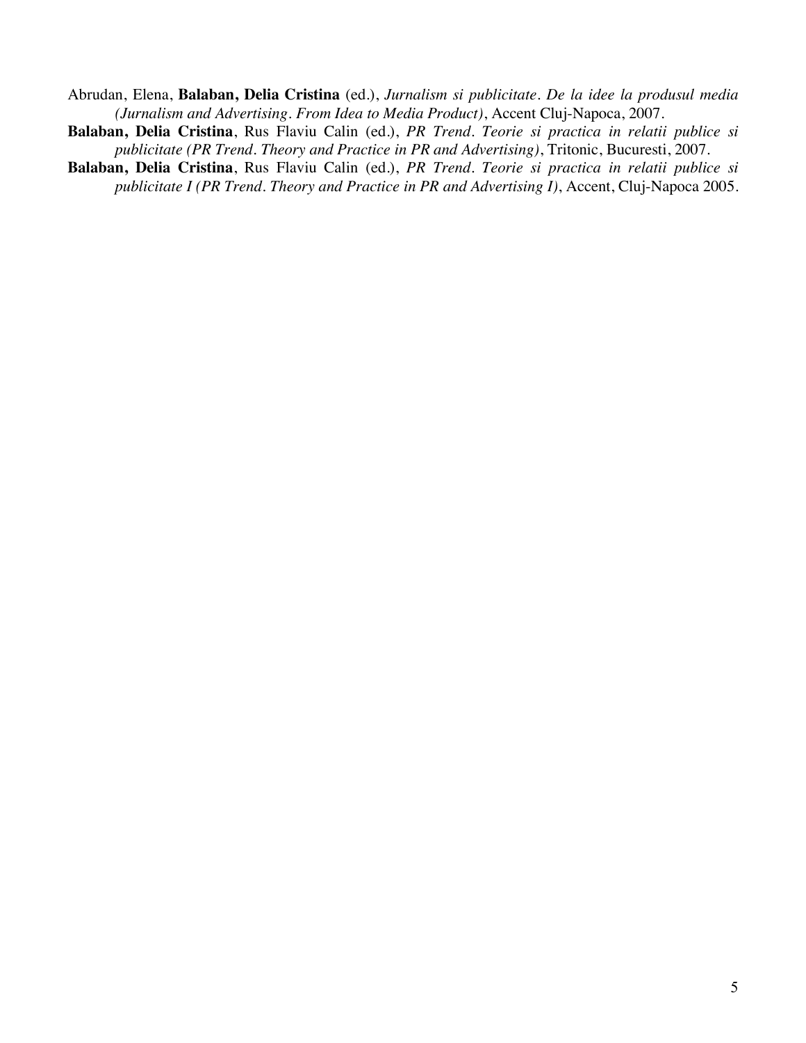Abrudan, Elena, **Balaban, Delia Cristina** (ed.), *Jurnalism si publicitate. De la idee la produsul media (Jurnalism and Advertising. From Idea to Media Product)*, Accent Cluj-Napoca, 2007.

**Balaban, Delia Cristina**, Rus Flaviu Calin (ed.), *PR Trend. Teorie si practica in relatii publice si publicitate (PR Trend. Theory and Practice in PR and Advertising)*, Tritonic, Bucuresti, 2007.

**Balaban, Delia Cristina**, Rus Flaviu Calin (ed.), *PR Trend. Teorie si practica in relatii publice si publicitate I (PR Trend. Theory and Practice in PR and Advertising I)*, Accent, Cluj-Napoca 2005.